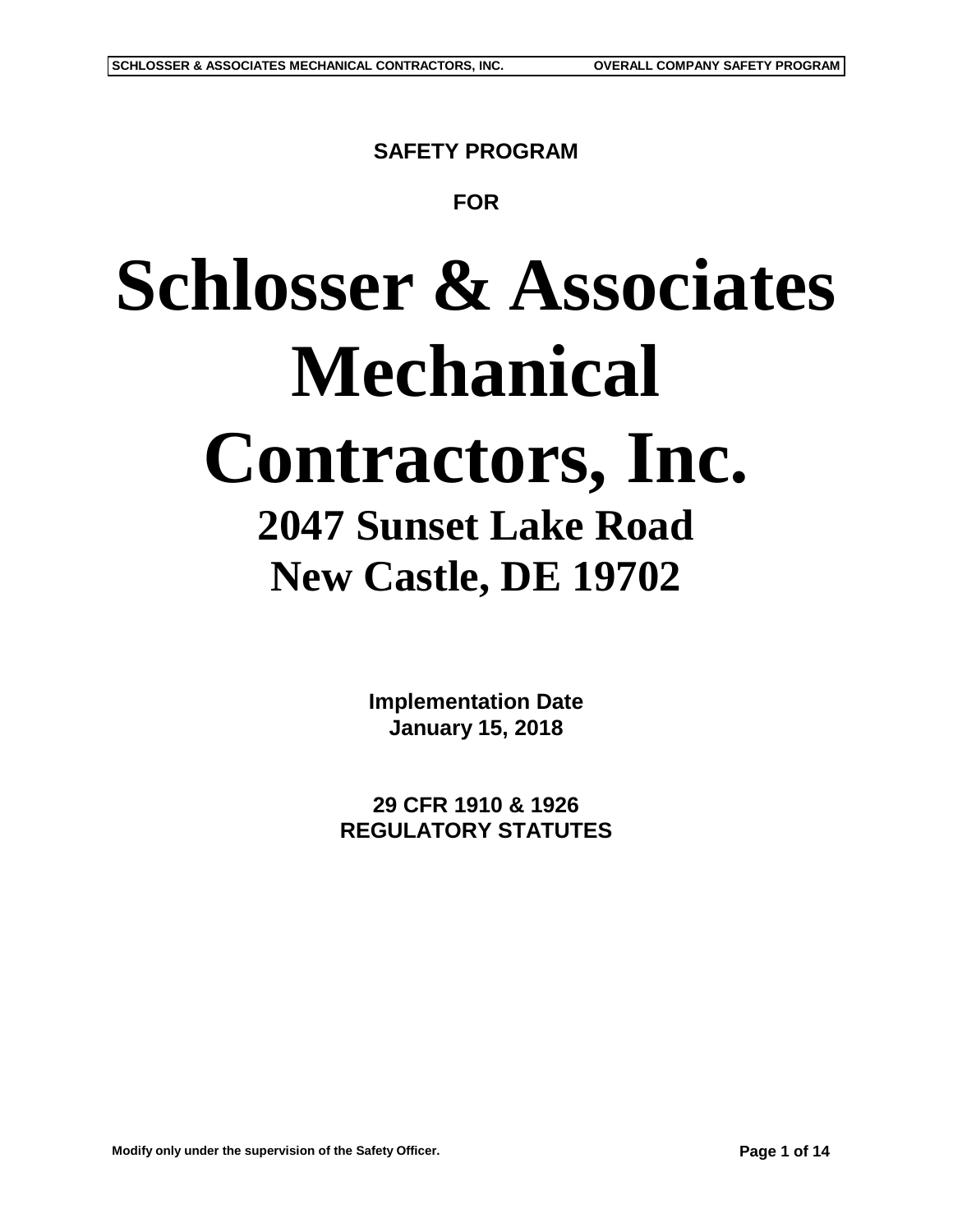**SAFETY PROGRAM**

**FOR**

# Schlosser & Associates Mechanical Contractors, Inc.

## 2047 Sunset Lake Road
## New Castle, DE 19702

**Implementation Date**
**January 15, 2018**

**29 CFR 1910 & 1926**
**REGULATORY STATUTES**

**Modify only under the supervision of the Safety Officer.**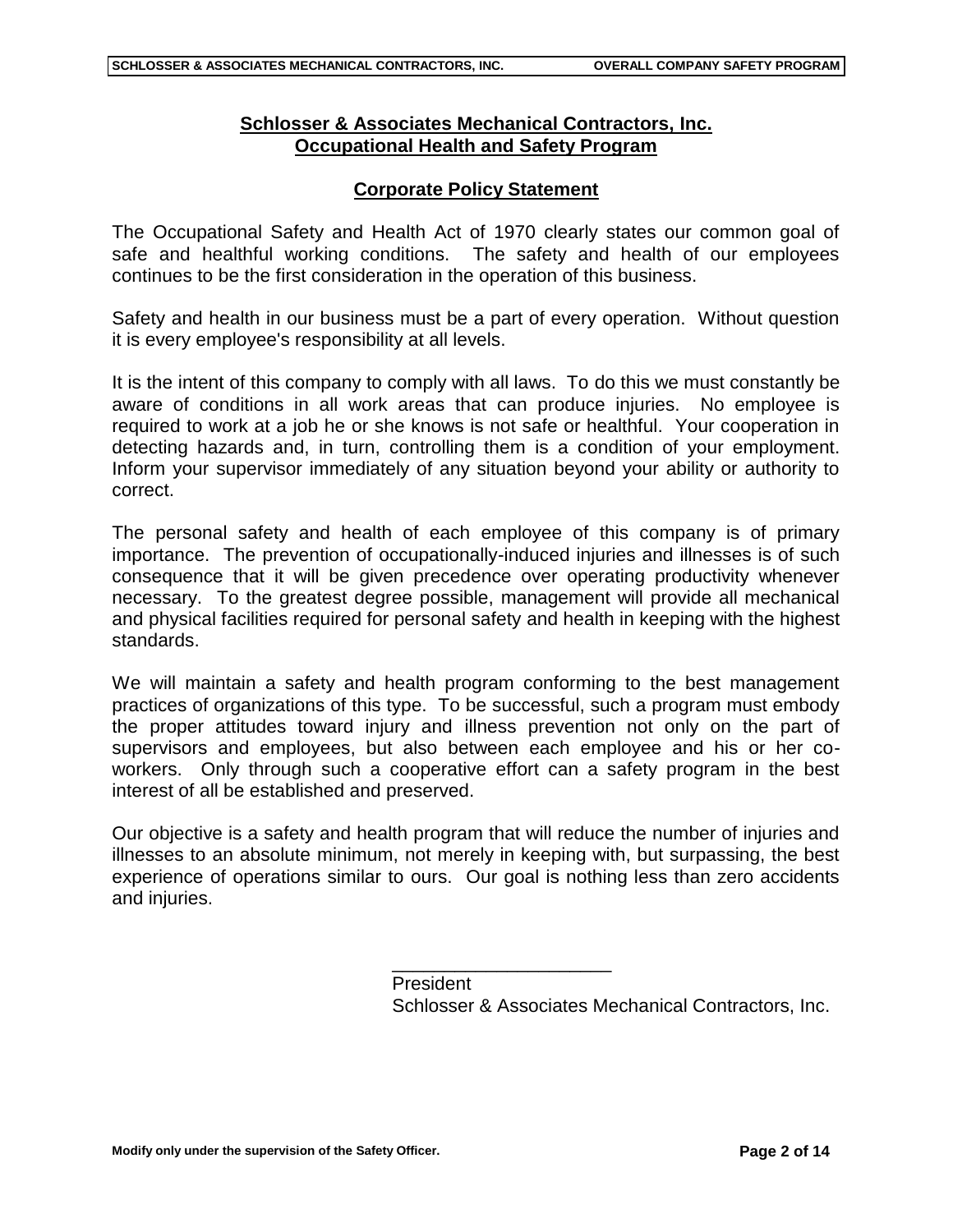## Schlosser & Associates Mechanical Contractors, Inc.
## Occupational Health and Safety Program

### Corporate Policy Statement

The Occupational Safety and Health Act of 1970 clearly states our common goal of safe and healthful working conditions. The safety and health of our employees continues to be the first consideration in the operation of this business.

Safety and health in our business must be a part of every operation. Without question it is every employee's responsibility at all levels.

It is the intent of this company to comply with all laws. To do this we must constantly be aware of conditions in all work areas that can produce injuries. No employee is required to work at a job he or she knows is not safe or healthful. Your cooperation in detecting hazards and, in turn, controlling them is a condition of your employment. Inform your supervisor immediately of any situation beyond your ability or authority to correct.

The personal safety and health of each employee of this company is of primary importance. The prevention of occupationally-induced injuries and illnesses is of such consequence that it will be given precedence over operating productivity whenever necessary. To the greatest degree possible, management will provide all mechanical and physical facilities required for personal safety and health in keeping with the highest standards.

We will maintain a safety and health program conforming to the best management practices of organizations of this type. To be successful, such a program must embody the proper attitudes toward injury and illness prevention not only on the part of supervisors and employees, but also between each employee and his or her co-workers. Only through such a cooperative effort can a safety program in the best interest of all be established and preserved.

Our objective is a safety and health program that will reduce the number of injuries and illnesses to an absolute minimum, not merely in keeping with, but surpassing, the best experience of operations similar to ours. Our goal is nothing less than zero accidents and injuries.

______________________
President
Schlosser & Associates Mechanical Contractors, Inc.

**Modify only under the supervision of the Safety Officer.**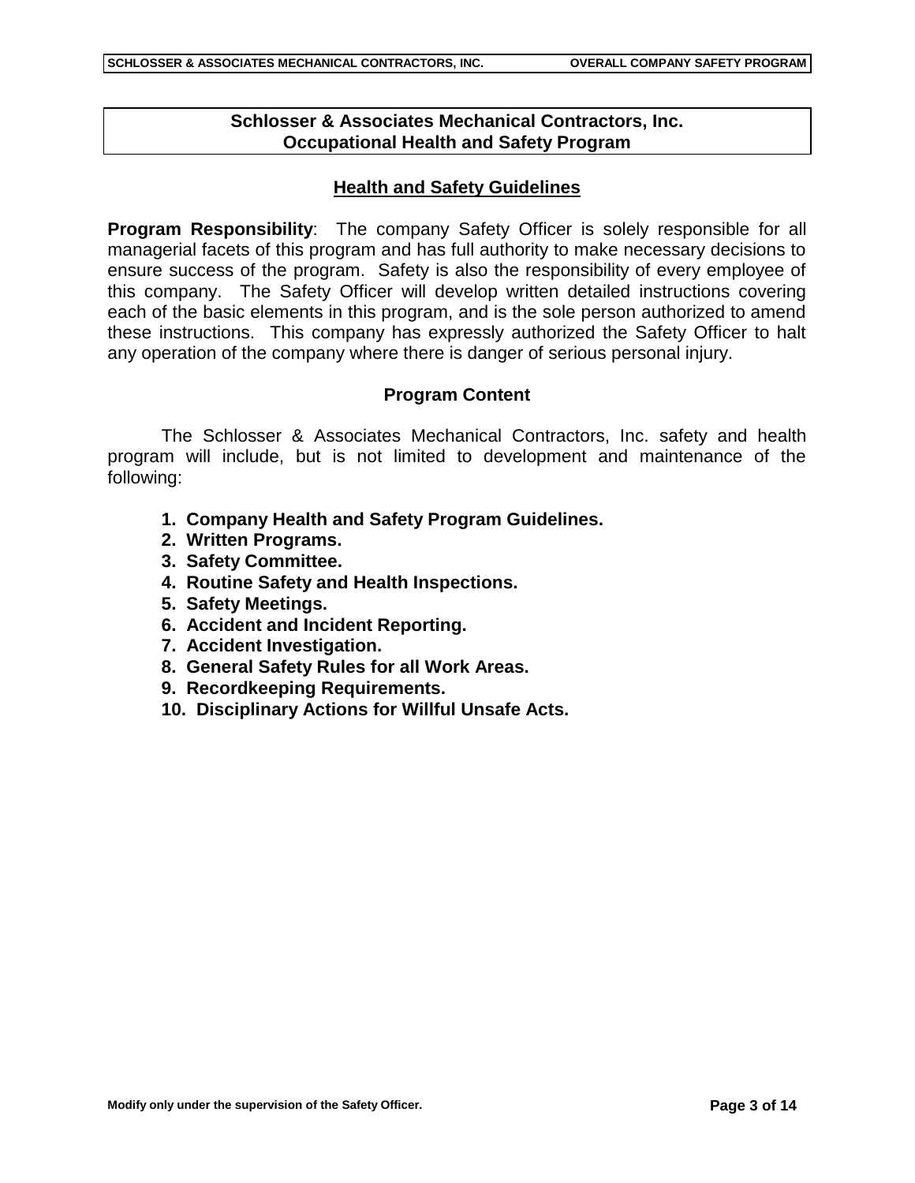# Schlosser & Associates Mechanical Contractors, Inc.
# Occupational Health and Safety Program

## Health and Safety Guidelines

**Program Responsibility**: The company Safety Officer is solely responsible for all managerial facets of this program and has full authority to make necessary decisions to ensure success of the program. Safety is also the responsibility of every employee of this company. The Safety Officer will develop written detailed instructions covering each of the basic elements in this program, and is the sole person authorized to amend these instructions. This company has expressly authorized the Safety Officer to halt any operation of the company where there is danger of serious personal injury.

### Program Content

The Schlosser & Associates Mechanical Contractors, Inc. safety and health program will include, but is not limited to development and maintenance of the following:

1. **Company Health and Safety Program Guidelines.**
2. **Written Programs.**
3. **Safety Committee.**
4. **Routine Safety and Health Inspections.**
5. **Safety Meetings.**
6. **Accident and Incident Reporting.**
7. **Accident Investigation.**
8. **General Safety Rules for all Work Areas.**
9. **Recordkeeping Requirements.**
10. **Disciplinary Actions for Willful Unsafe Acts.**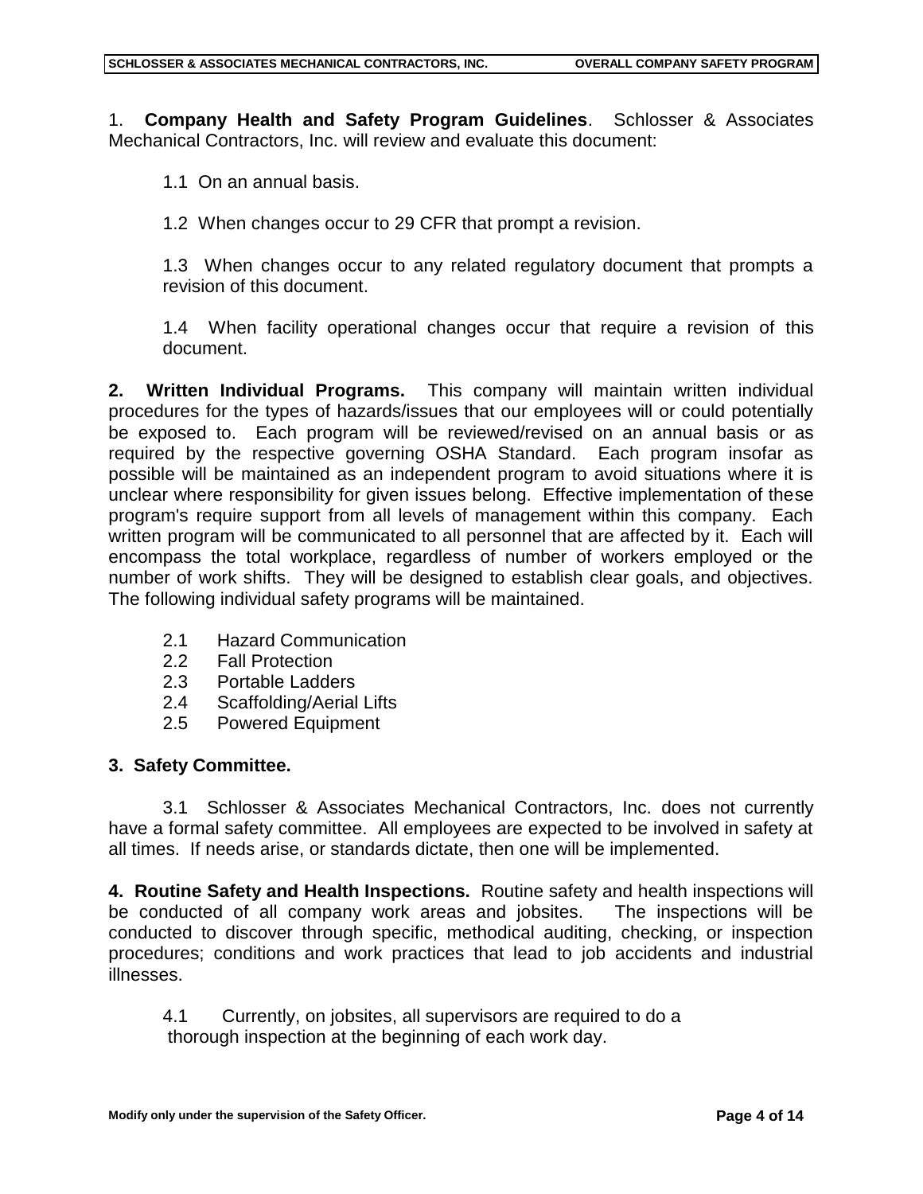1. **Company Health and Safety Program Guidelines**. Schlosser & Associates Mechanical Contractors, Inc. will review and evaluate this document:

1.1 On an annual basis.

1.2 When changes occur to 29 CFR that prompt a revision.

1.3 When changes occur to any related regulatory document that prompts a revision of this document.

1.4 When facility operational changes occur that require a revision of this document.

**2. Written Individual Programs.** This company will maintain written individual procedures for the types of hazards/issues that our employees will or could potentially be exposed to. Each program will be reviewed/revised on an annual basis or as required by the respective governing OSHA Standard. Each program insofar as possible will be maintained as an independent program to avoid situations where it is unclear where responsibility for given issues belong. Effective implementation of these program's require support from all levels of management within this company. Each written program will be communicated to all personnel that are affected by it. Each will encompass the total workplace, regardless of number of workers employed or the number of work shifts. They will be designed to establish clear goals, and objectives. The following individual safety programs will be maintained.

2.1 Hazard Communication
2.2 Fall Protection
2.3 Portable Ladders
2.4 Scaffolding/Aerial Lifts
2.5 Powered Equipment

**3. Safety Committee.**

3.1 Schlosser & Associates Mechanical Contractors, Inc. does not currently have a formal safety committee. All employees are expected to be involved in safety at all times. If needs arise, or standards dictate, then one will be implemented.

**4. Routine Safety and Health Inspections.** Routine safety and health inspections will be conducted of all company work areas and jobsites. The inspections will be conducted to discover through specific, methodical auditing, checking, or inspection procedures; conditions and work practices that lead to job accidents and industrial illnesses.

4.1 Currently, on jobsites, all supervisors are required to do a thorough inspection at the beginning of each work day.

Modify only under the supervision of the Safety Officer.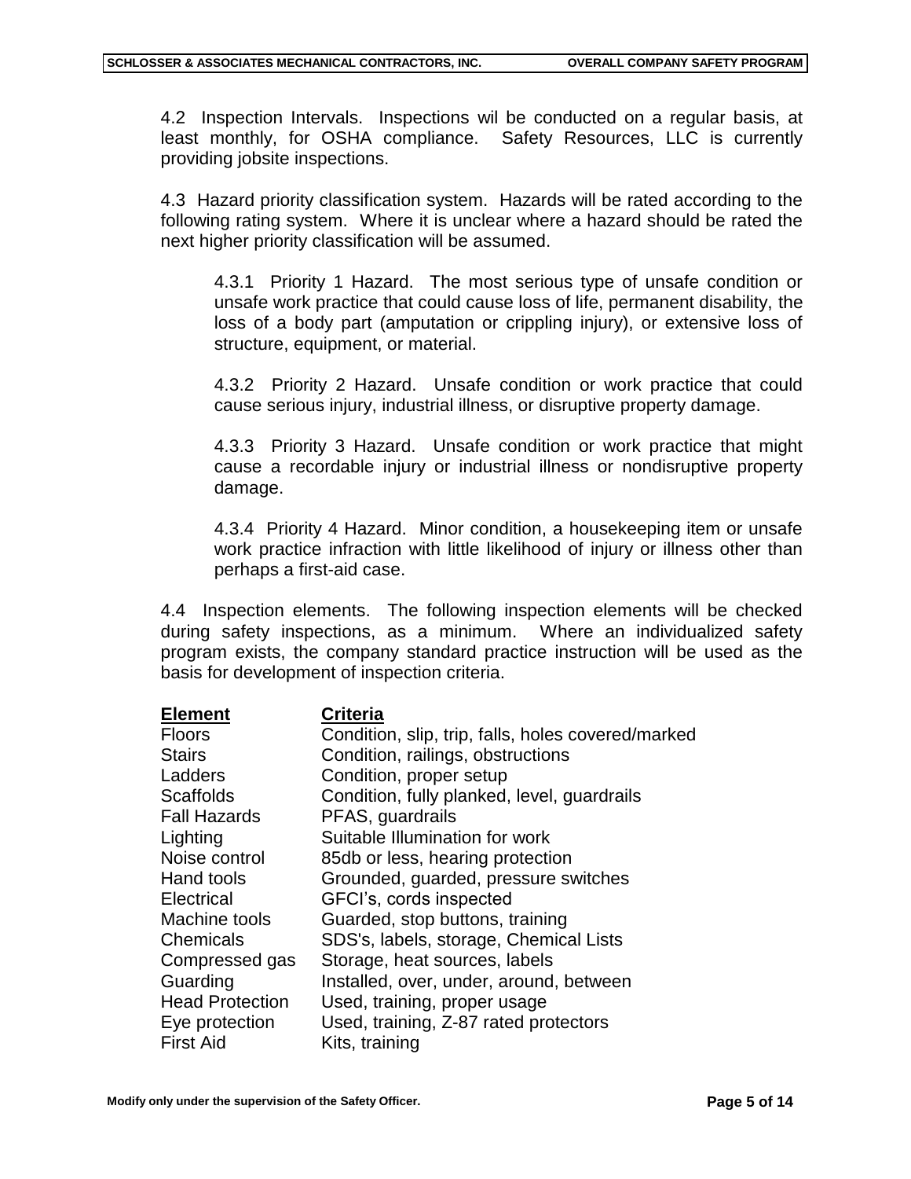4.2 Inspection Intervals. Inspections wil be conducted on a regular basis, at least monthly, for OSHA compliance. Safety Resources, LLC is currently providing jobsite inspections.

4.3 Hazard priority classification system. Hazards will be rated according to the following rating system. Where it is unclear where a hazard should be rated the next higher priority classification will be assumed.

> 4.3.1 Priority 1 Hazard. The most serious type of unsafe condition or unsafe work practice that could cause loss of life, permanent disability, the loss of a body part (amputation or crippling injury), or extensive loss of structure, equipment, or material.
>
> 4.3.2 Priority 2 Hazard. Unsafe condition or work practice that could cause serious injury, industrial illness, or disruptive property damage.
>
> 4.3.3 Priority 3 Hazard. Unsafe condition or work practice that might cause a recordable injury or industrial illness or nondisruptive property damage.
>
> 4.3.4 Priority 4 Hazard. Minor condition, a housekeeping item or unsafe work practice infraction with little likelihood of injury or illness other than perhaps a first-aid case.

4.4 Inspection elements. The following inspection elements will be checked during safety inspections, as a minimum. Where an individualized safety program exists, the company standard practice instruction will be used as the basis for development of inspection criteria.

| Element | Criteria |
|---|---|
| Floors | Condition, slip, trip, falls, holes covered/marked |
| Stairs | Condition, railings, obstructions |
| Ladders | Condition, proper setup |
| Scaffolds | Condition, fully planked, level, guardrails |
| Fall Hazards | PFAS, guardrails |
| Lighting | Suitable Illumination for work |
| Noise control | 85db or less, hearing protection |
| Hand tools | Grounded, guarded, pressure switches |
| Electrical | GFCI's, cords inspected |
| Machine tools | Guarded, stop buttons, training |
| Chemicals | SDS's, labels, storage, Chemical Lists |
| Compressed gas | Storage, heat sources, labels |
| Guarding | Installed, over, under, around, between |
| Head Protection | Used, training, proper usage |
| Eye protection | Used, training, Z-87 rated protectors |
| First Aid | Kits, training |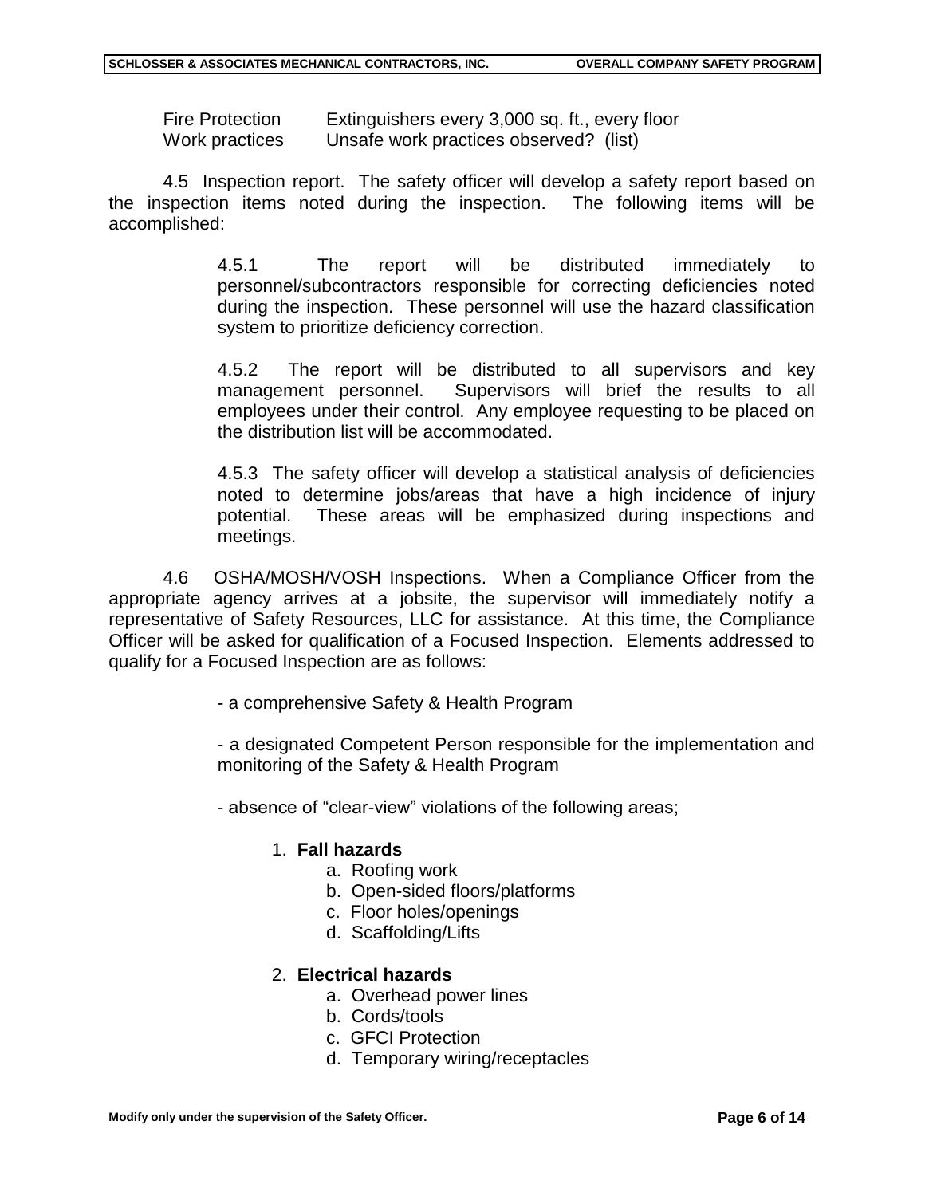| | |
|---|---|
| Fire Protection | Extinguishers every 3,000 sq. ft., every floor |
| Work practices | Unsafe work practices observed? (list) |

4.5 Inspection report. The safety officer will develop a safety report based on the inspection items noted during the inspection. The following items will be accomplished:

> 4.5.1 The report will be distributed immediately to personnel/subcontractors responsible for correcting deficiencies noted during the inspection. These personnel will use the hazard classification system to prioritize deficiency correction.
>
> 4.5.2 The report will be distributed to all supervisors and key management personnel. Supervisors will brief the results to all employees under their control. Any employee requesting to be placed on the distribution list will be accommodated.
>
> 4.5.3 The safety officer will develop a statistical analysis of deficiencies noted to determine jobs/areas that have a high incidence of injury potential. These areas will be emphasized during inspections and meetings.

4.6 OSHA/MOSH/VOSH Inspections. When a Compliance Officer from the appropriate agency arrives at a jobsite, the supervisor will immediately notify a representative of Safety Resources, LLC for assistance. At this time, the Compliance Officer will be asked for qualification of a Focused Inspection. Elements addressed to qualify for a Focused Inspection are as follows:

- a comprehensive Safety & Health Program

- a designated Competent Person responsible for the implementation and monitoring of the Safety & Health Program

- absence of "clear-view" violations of the following areas;

1. **Fall hazards**
   a. Roofing work
   b. Open-sided floors/platforms
   c. Floor holes/openings
   d. Scaffolding/Lifts

2. **Electrical hazards**
   a. Overhead power lines
   b. Cords/tools
   c. GFCI Protection
   d. Temporary wiring/receptacles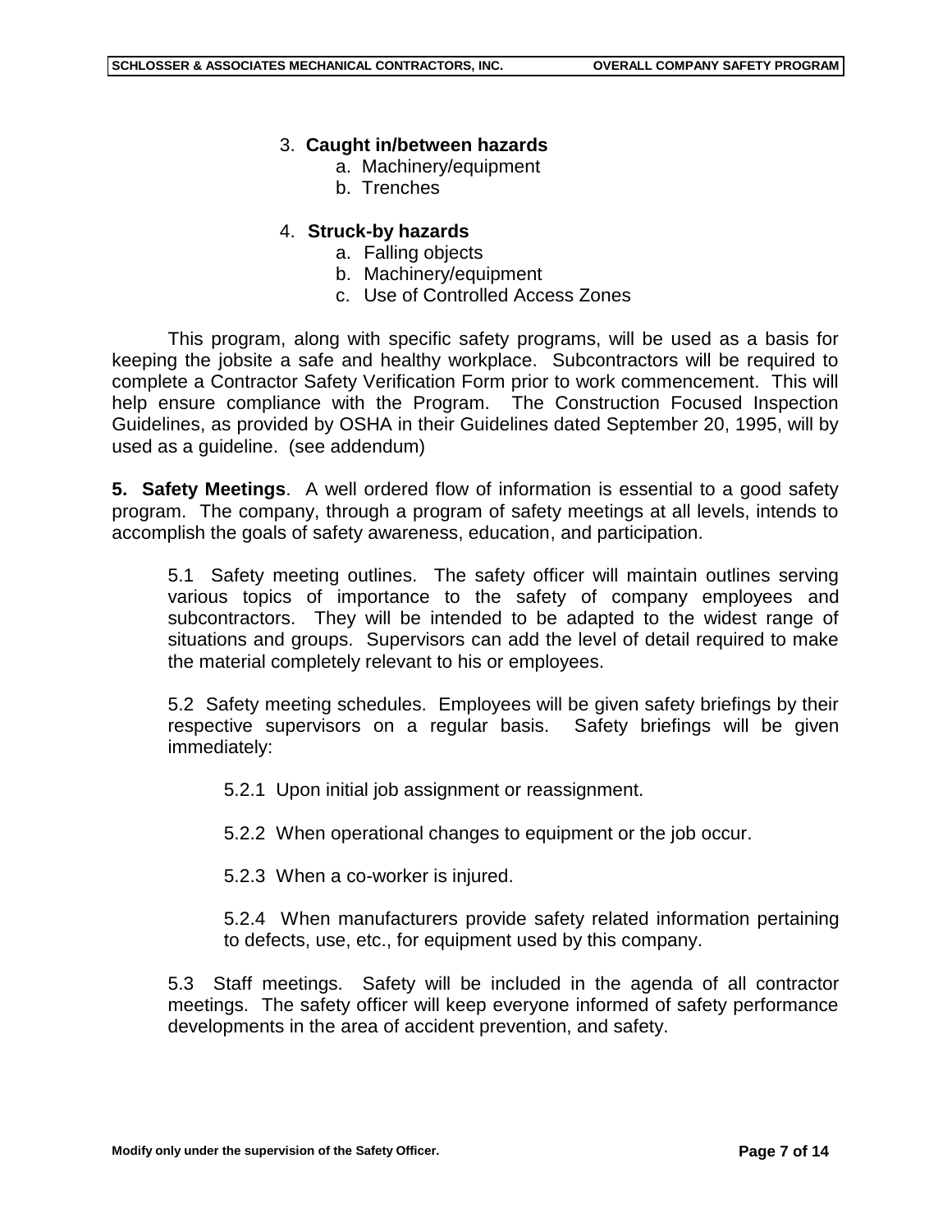3. **Caught in/between hazards**
    a. Machinery/equipment
    b. Trenches

4. **Struck-by hazards**
    a. Falling objects
    b. Machinery/equipment
    c. Use of Controlled Access Zones

This program, along with specific safety programs, will be used as a basis for keeping the jobsite a safe and healthy workplace. Subcontractors will be required to complete a Contractor Safety Verification Form prior to work commencement. This will help ensure compliance with the Program. The Construction Focused Inspection Guidelines, as provided by OSHA in their Guidelines dated September 20, 1995, will by used as a guideline. (see addendum)

**5. Safety Meetings**. A well ordered flow of information is essential to a good safety program. The company, through a program of safety meetings at all levels, intends to accomplish the goals of safety awareness, education, and participation.

5.1 Safety meeting outlines. The safety officer will maintain outlines serving various topics of importance to the safety of company employees and subcontractors. They will be intended to be adapted to the widest range of situations and groups. Supervisors can add the level of detail required to make the material completely relevant to his or employees.

5.2 Safety meeting schedules. Employees will be given safety briefings by their respective supervisors on a regular basis. Safety briefings will be given immediately:

5.2.1 Upon initial job assignment or reassignment.

5.2.2 When operational changes to equipment or the job occur.

5.2.3 When a co-worker is injured.

5.2.4 When manufacturers provide safety related information pertaining to defects, use, etc., for equipment used by this company.

5.3 Staff meetings. Safety will be included in the agenda of all contractor meetings. The safety officer will keep everyone informed of safety performance developments in the area of accident prevention, and safety.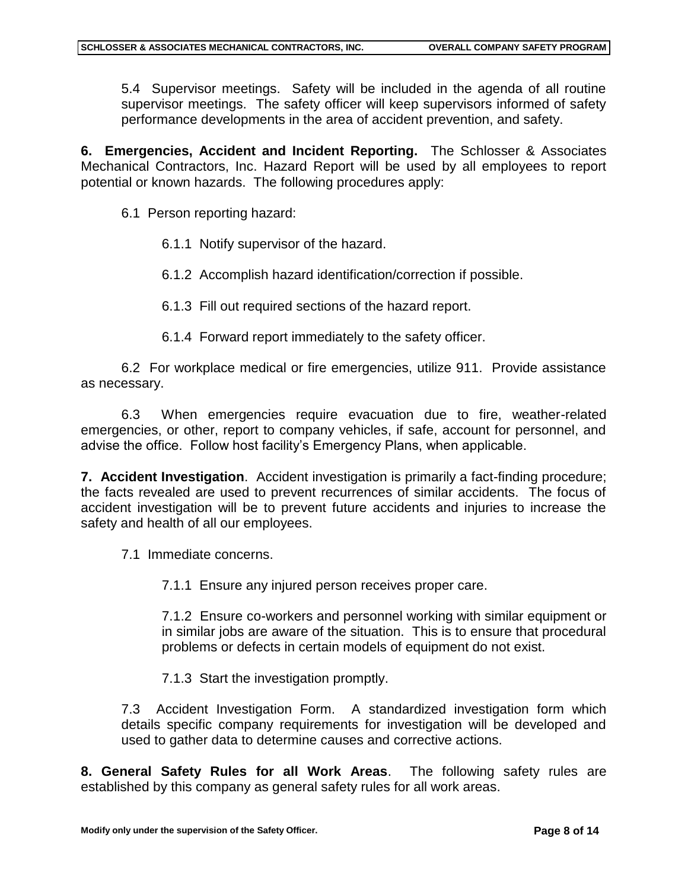5.4 Supervisor meetings. Safety will be included in the agenda of all routine supervisor meetings. The safety officer will keep supervisors informed of safety performance developments in the area of accident prevention, and safety.

**6. Emergencies, Accident and Incident Reporting.** The Schlosser & Associates Mechanical Contractors, Inc. Hazard Report will be used by all employees to report potential or known hazards. The following procedures apply:

6.1 Person reporting hazard:

6.1.1 Notify supervisor of the hazard.

6.1.2 Accomplish hazard identification/correction if possible.

6.1.3 Fill out required sections of the hazard report.

6.1.4 Forward report immediately to the safety officer.

6.2 For workplace medical or fire emergencies, utilize 911. Provide assistance as necessary.

6.3 When emergencies require evacuation due to fire, weather-related emergencies, or other, report to company vehicles, if safe, account for personnel, and advise the office. Follow host facility's Emergency Plans, when applicable.

**7. Accident Investigation**. Accident investigation is primarily a fact-finding procedure; the facts revealed are used to prevent recurrences of similar accidents. The focus of accident investigation will be to prevent future accidents and injuries to increase the safety and health of all our employees.

7.1 Immediate concerns.

7.1.1 Ensure any injured person receives proper care.

7.1.2 Ensure co-workers and personnel working with similar equipment or in similar jobs are aware of the situation. This is to ensure that procedural problems or defects in certain models of equipment do not exist.

7.1.3 Start the investigation promptly.

7.3 Accident Investigation Form. A standardized investigation form which details specific company requirements for investigation will be developed and used to gather data to determine causes and corrective actions.

**8. General Safety Rules for all Work Areas**. The following safety rules are established by this company as general safety rules for all work areas.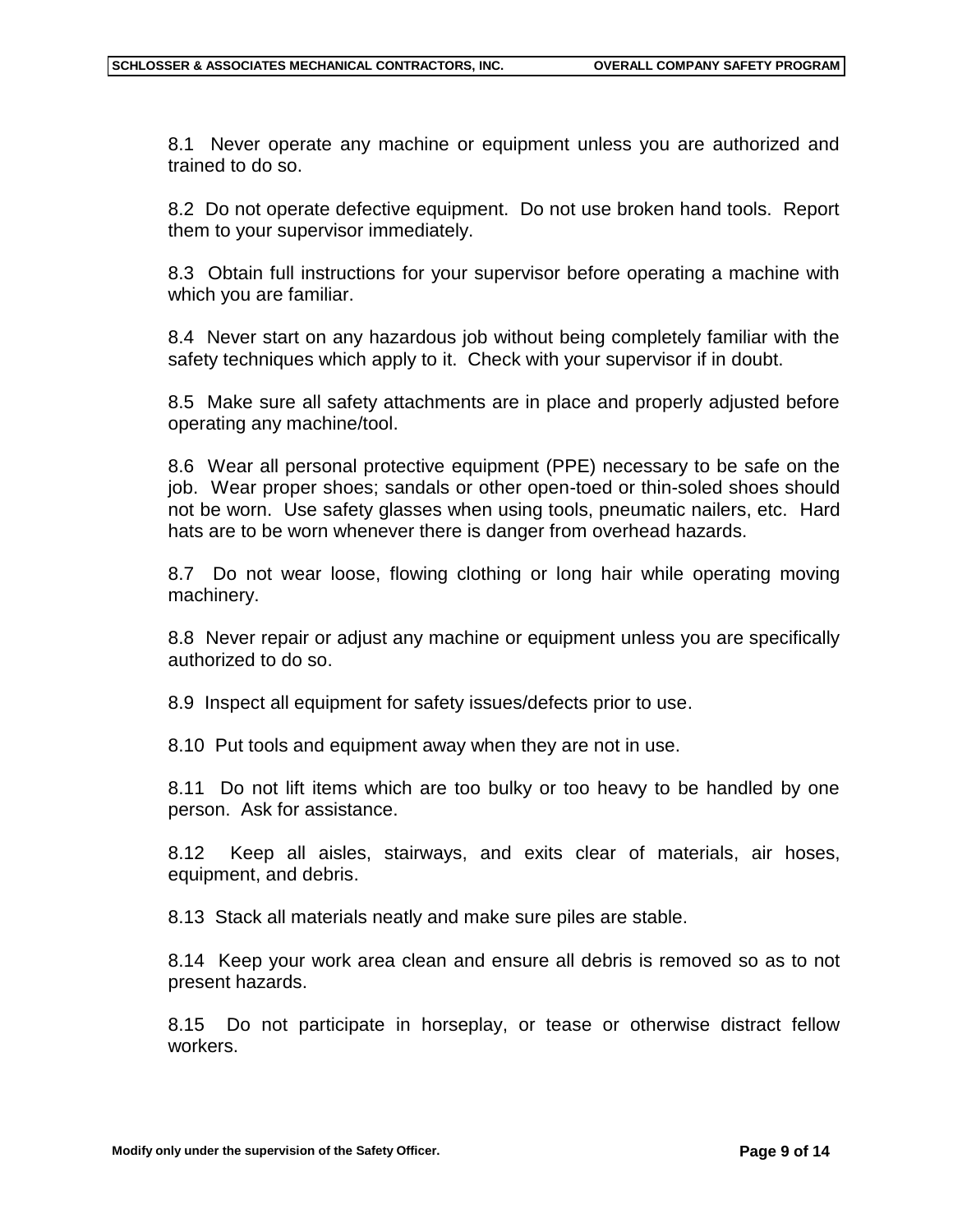8.1 Never operate any machine or equipment unless you are authorized and trained to do so.

8.2 Do not operate defective equipment. Do not use broken hand tools. Report them to your supervisor immediately.

8.3 Obtain full instructions for your supervisor before operating a machine with which you are familiar.

8.4 Never start on any hazardous job without being completely familiar with the safety techniques which apply to it. Check with your supervisor if in doubt.

8.5 Make sure all safety attachments are in place and properly adjusted before operating any machine/tool.

8.6 Wear all personal protective equipment (PPE) necessary to be safe on the job. Wear proper shoes; sandals or other open-toed or thin-soled shoes should not be worn. Use safety glasses when using tools, pneumatic nailers, etc. Hard hats are to be worn whenever there is danger from overhead hazards.

8.7 Do not wear loose, flowing clothing or long hair while operating moving machinery.

8.8 Never repair or adjust any machine or equipment unless you are specifically authorized to do so.

8.9 Inspect all equipment for safety issues/defects prior to use.

8.10 Put tools and equipment away when they are not in use.

8.11 Do not lift items which are too bulky or too heavy to be handled by one person. Ask for assistance.

8.12 Keep all aisles, stairways, and exits clear of materials, air hoses, equipment, and debris.

8.13 Stack all materials neatly and make sure piles are stable.

8.14 Keep your work area clean and ensure all debris is removed so as to not present hazards.

8.15 Do not participate in horseplay, or tease or otherwise distract fellow workers.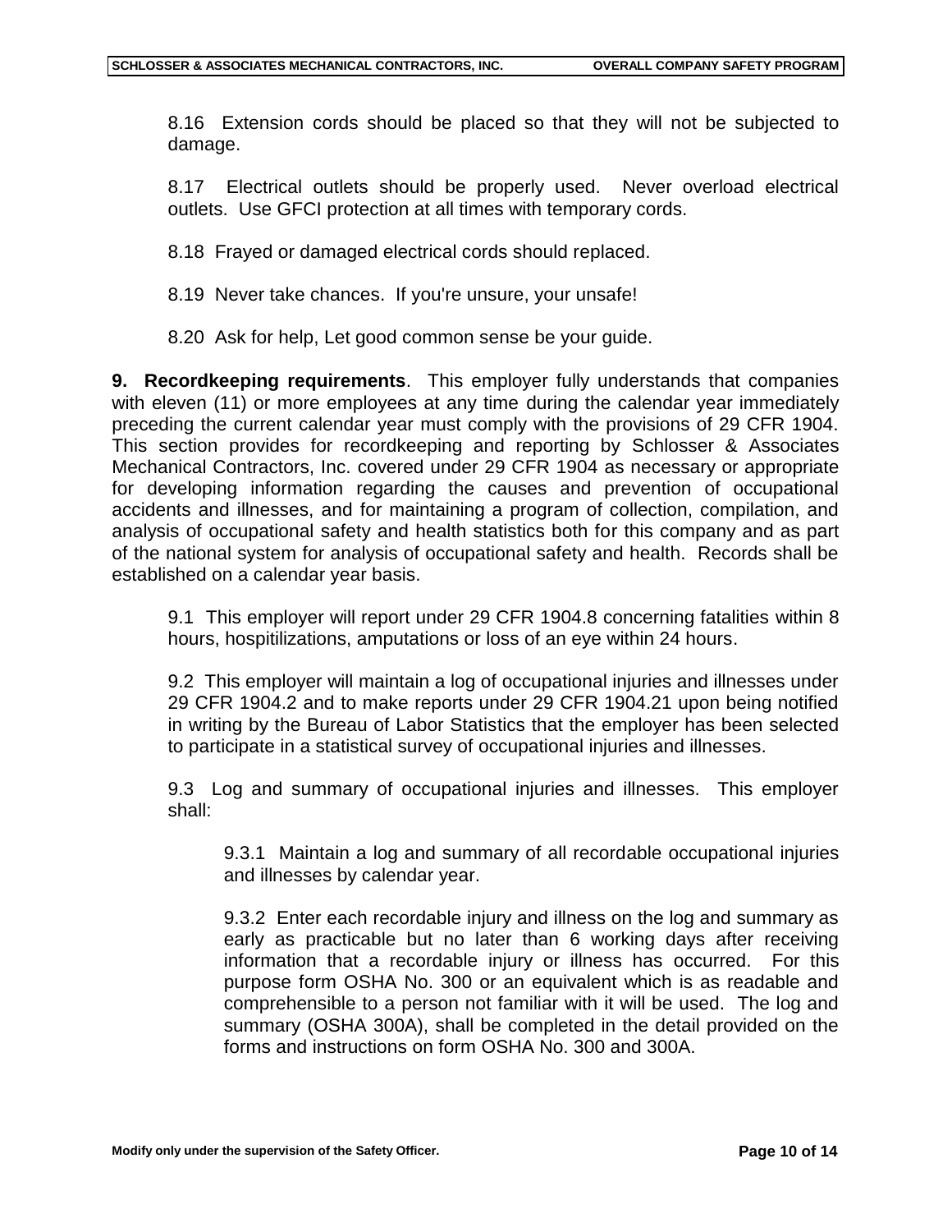8.16 Extension cords should be placed so that they will not be subjected to damage.

8.17 Electrical outlets should be properly used. Never overload electrical outlets. Use GFCI protection at all times with temporary cords.

8.18 Frayed or damaged electrical cords should replaced.

8.19 Never take chances. If you're unsure, your unsafe!

8.20 Ask for help, Let good common sense be your guide.

**9. Recordkeeping requirements**. This employer fully understands that companies with eleven (11) or more employees at any time during the calendar year immediately preceding the current calendar year must comply with the provisions of 29 CFR 1904. This section provides for recordkeeping and reporting by Schlosser & Associates Mechanical Contractors, Inc. covered under 29 CFR 1904 as necessary or appropriate for developing information regarding the causes and prevention of occupational accidents and illnesses, and for maintaining a program of collection, compilation, and analysis of occupational safety and health statistics both for this company and as part of the national system for analysis of occupational safety and health. Records shall be established on a calendar year basis.

9.1 This employer will report under 29 CFR 1904.8 concerning fatalities within 8 hours, hospitilizations, amputations or loss of an eye within 24 hours.

9.2 This employer will maintain a log of occupational injuries and illnesses under 29 CFR 1904.2 and to make reports under 29 CFR 1904.21 upon being notified in writing by the Bureau of Labor Statistics that the employer has been selected to participate in a statistical survey of occupational injuries and illnesses.

9.3 Log and summary of occupational injuries and illnesses. This employer shall:

9.3.1 Maintain a log and summary of all recordable occupational injuries and illnesses by calendar year.

9.3.2 Enter each recordable injury and illness on the log and summary as early as practicable but no later than 6 working days after receiving information that a recordable injury or illness has occurred. For this purpose form OSHA No. 300 or an equivalent which is as readable and comprehensible to a person not familiar with it will be used. The log and summary (OSHA 300A), shall be completed in the detail provided on the forms and instructions on form OSHA No. 300 and 300A.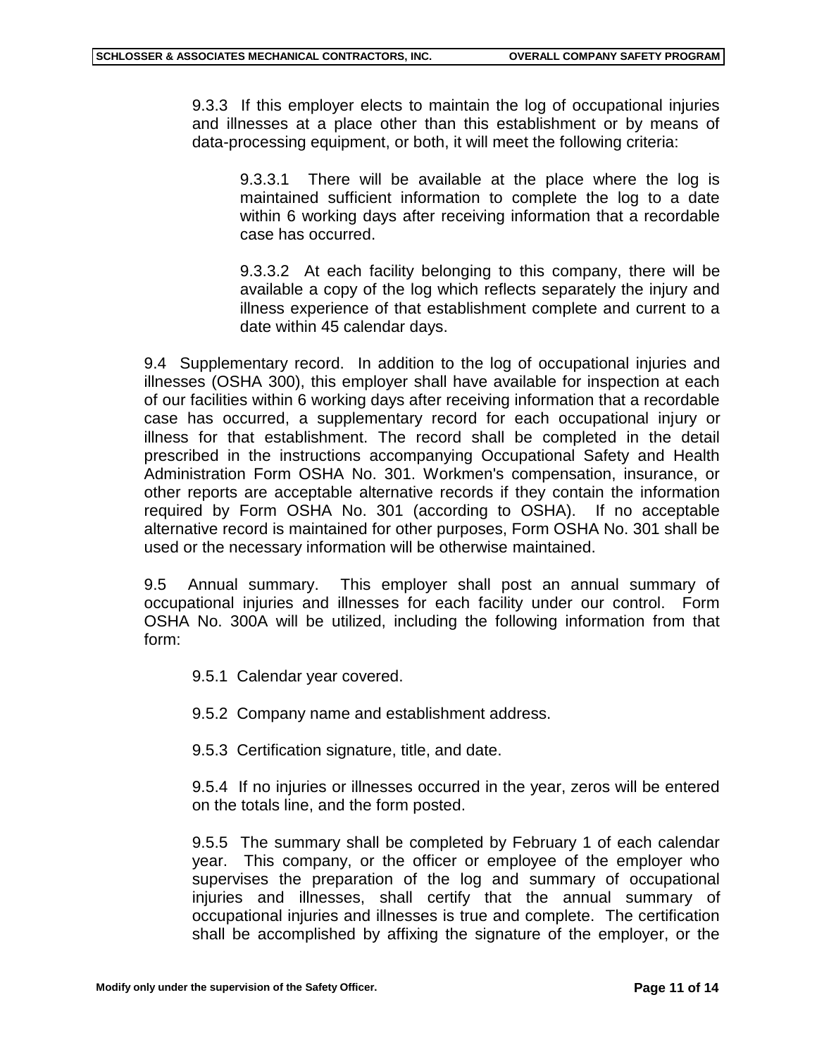9.3.3 If this employer elects to maintain the log of occupational injuries and illnesses at a place other than this establishment or by means of data-processing equipment, or both, it will meet the following criteria:

9.3.3.1 There will be available at the place where the log is maintained sufficient information to complete the log to a date within 6 working days after receiving information that a recordable case has occurred.

9.3.3.2 At each facility belonging to this company, there will be available a copy of the log which reflects separately the injury and illness experience of that establishment complete and current to a date within 45 calendar days.

9.4 Supplementary record. In addition to the log of occupational injuries and illnesses (OSHA 300), this employer shall have available for inspection at each of our facilities within 6 working days after receiving information that a recordable case has occurred, a supplementary record for each occupational injury or illness for that establishment. The record shall be completed in the detail prescribed in the instructions accompanying Occupational Safety and Health Administration Form OSHA No. 301. Workmen's compensation, insurance, or other reports are acceptable alternative records if they contain the information required by Form OSHA No. 301 (according to OSHA). If no acceptable alternative record is maintained for other purposes, Form OSHA No. 301 shall be used or the necessary information will be otherwise maintained.

9.5 Annual summary. This employer shall post an annual summary of occupational injuries and illnesses for each facility under our control. Form OSHA No. 300A will be utilized, including the following information from that form:

9.5.1 Calendar year covered.

9.5.2 Company name and establishment address.

9.5.3 Certification signature, title, and date.

9.5.4 If no injuries or illnesses occurred in the year, zeros will be entered on the totals line, and the form posted.

9.5.5 The summary shall be completed by February 1 of each calendar year. This company, or the officer or employee of the employer who supervises the preparation of the log and summary of occupational injuries and illnesses, shall certify that the annual summary of occupational injuries and illnesses is true and complete. The certification shall be accomplished by affixing the signature of the employer, or the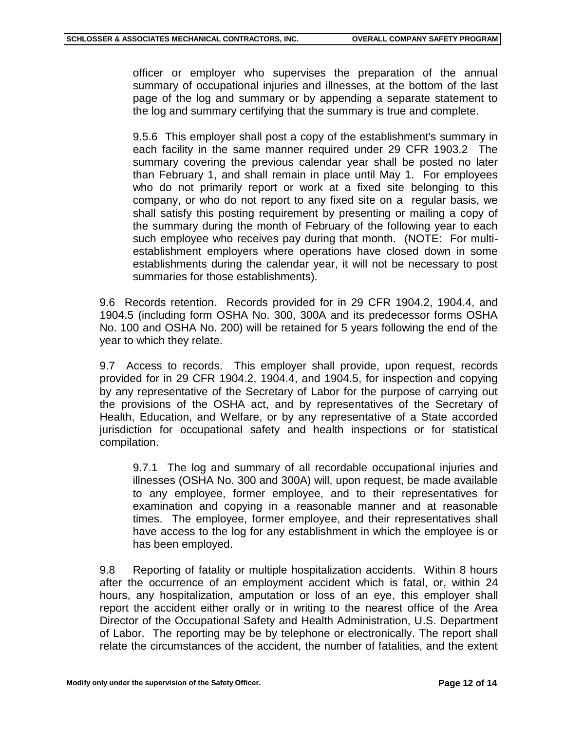officer or employer who supervises the preparation of the annual summary of occupational injuries and illnesses, at the bottom of the last page of the log and summary or by appending a separate statement to the log and summary certifying that the summary is true and complete.

9.5.6 This employer shall post a copy of the establishment's summary in each facility in the same manner required under 29 CFR 1903.2 The summary covering the previous calendar year shall be posted no later than February 1, and shall remain in place until May 1. For employees who do not primarily report or work at a fixed site belonging to this company, or who do not report to any fixed site on a regular basis, we shall satisfy this posting requirement by presenting or mailing a copy of the summary during the month of February of the following year to each such employee who receives pay during that month. (NOTE: For multi-establishment employers where operations have closed down in some establishments during the calendar year, it will not be necessary to post summaries for those establishments).

9.6 Records retention. Records provided for in 29 CFR 1904.2, 1904.4, and 1904.5 (including form OSHA No. 300, 300A and its predecessor forms OSHA No. 100 and OSHA No. 200) will be retained for 5 years following the end of the year to which they relate.

9.7 Access to records. This employer shall provide, upon request, records provided for in 29 CFR 1904.2, 1904.4, and 1904.5, for inspection and copying by any representative of the Secretary of Labor for the purpose of carrying out the provisions of the OSHA act, and by representatives of the Secretary of Health, Education, and Welfare, or by any representative of a State accorded jurisdiction for occupational safety and health inspections or for statistical compilation.

9.7.1 The log and summary of all recordable occupational injuries and illnesses (OSHA No. 300 and 300A) will, upon request, be made available to any employee, former employee, and to their representatives for examination and copying in a reasonable manner and at reasonable times. The employee, former employee, and their representatives shall have access to the log for any establishment in which the employee is or has been employed.

9.8 Reporting of fatality or multiple hospitalization accidents. Within 8 hours after the occurrence of an employment accident which is fatal, or, within 24 hours, any hospitalization, amputation or loss of an eye, this employer shall report the accident either orally or in writing to the nearest office of the Area Director of the Occupational Safety and Health Administration, U.S. Department of Labor. The reporting may be by telephone or electronically. The report shall relate the circumstances of the accident, the number of fatalities, and the extent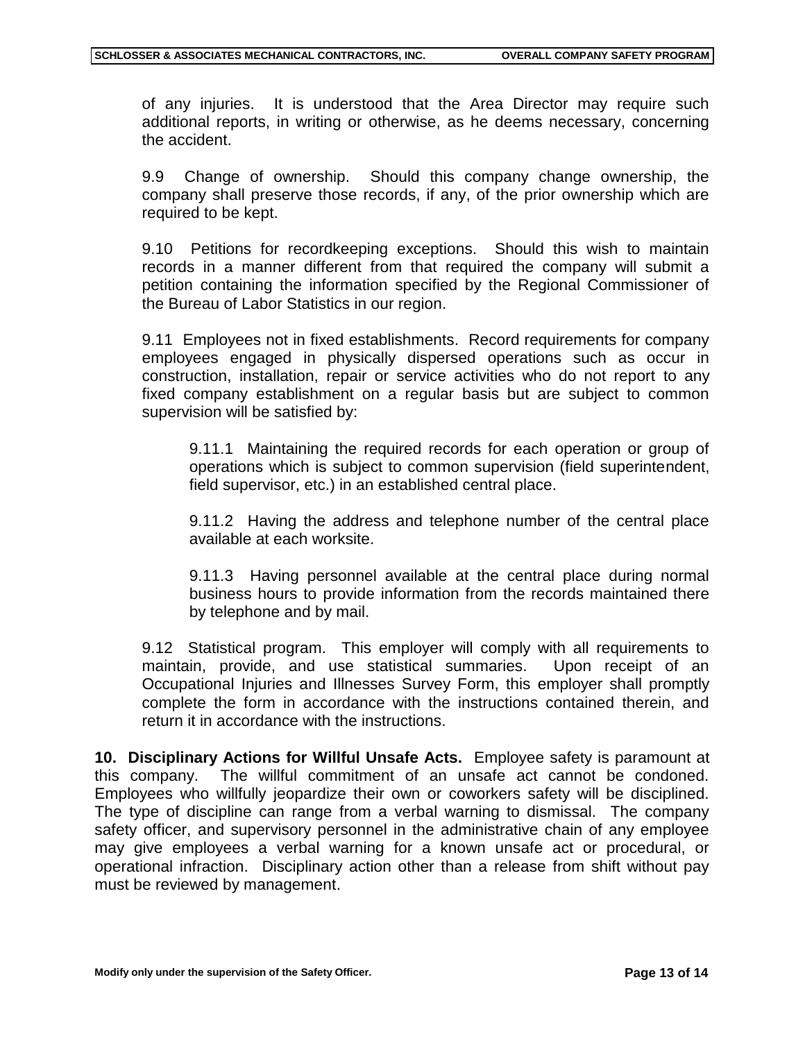of any injuries. It is understood that the Area Director may require such additional reports, in writing or otherwise, as he deems necessary, concerning the accident.

9.9 Change of ownership. Should this company change ownership, the company shall preserve those records, if any, of the prior ownership which are required to be kept.

9.10 Petitions for recordkeeping exceptions. Should this wish to maintain records in a manner different from that required the company will submit a petition containing the information specified by the Regional Commissioner of the Bureau of Labor Statistics in our region.

9.11 Employees not in fixed establishments. Record requirements for company employees engaged in physically dispersed operations such as occur in construction, installation, repair or service activities who do not report to any fixed company establishment on a regular basis but are subject to common supervision will be satisfied by:

9.11.1 Maintaining the required records for each operation or group of operations which is subject to common supervision (field superintendent, field supervisor, etc.) in an established central place.

9.11.2 Having the address and telephone number of the central place available at each worksite.

9.11.3 Having personnel available at the central place during normal business hours to provide information from the records maintained there by telephone and by mail.

9.12 Statistical program. This employer will comply with all requirements to maintain, provide, and use statistical summaries. Upon receipt of an Occupational Injuries and Illnesses Survey Form, this employer shall promptly complete the form in accordance with the instructions contained therein, and return it in accordance with the instructions.

**10. Disciplinary Actions for Willful Unsafe Acts.** Employee safety is paramount at this company. The willful commitment of an unsafe act cannot be condoned. Employees who willfully jeopardize their own or coworkers safety will be disciplined. The type of discipline can range from a verbal warning to dismissal. The company safety officer, and supervisory personnel in the administrative chain of any employee may give employees a verbal warning for a known unsafe act or procedural, or operational infraction. Disciplinary action other than a release from shift without pay must be reviewed by management.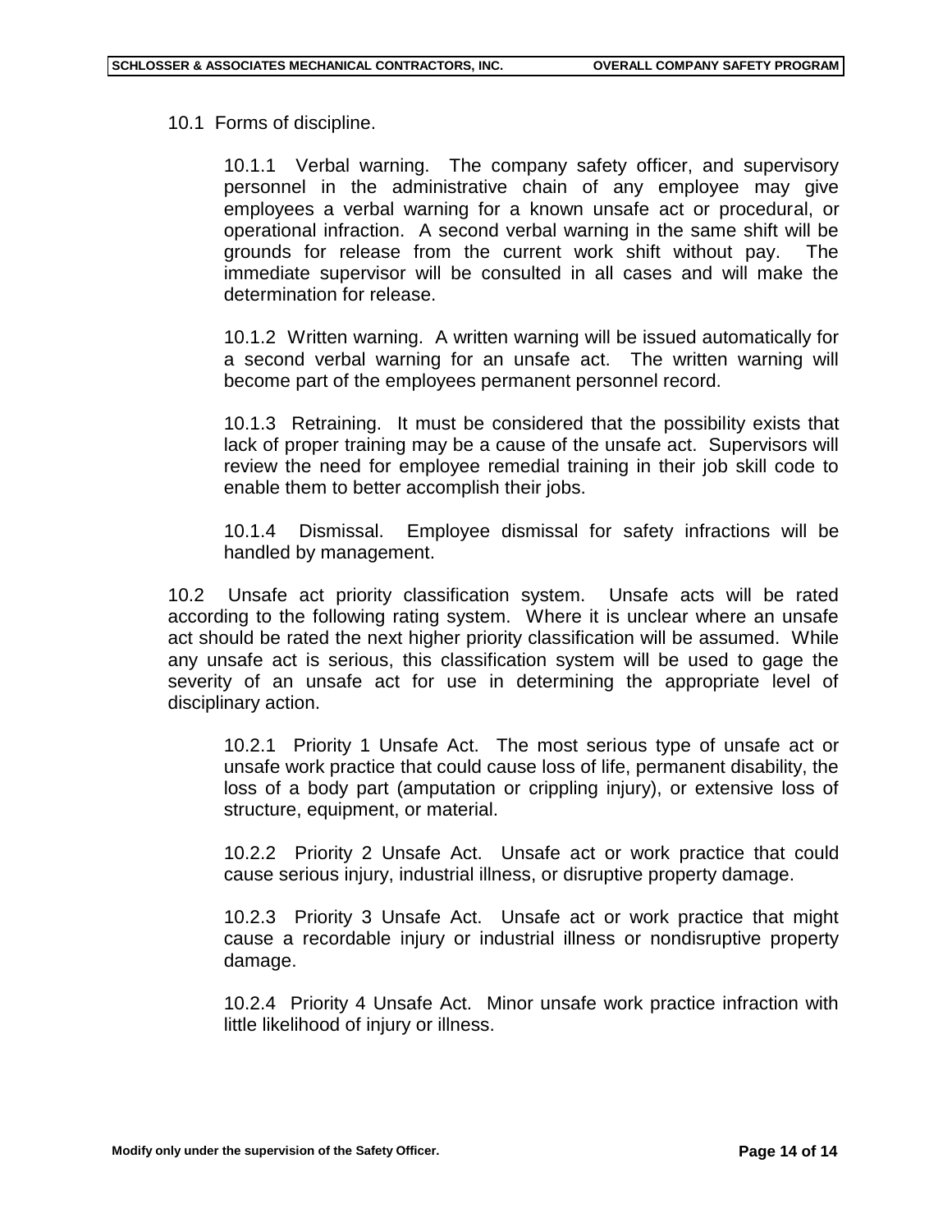10.1 Forms of discipline.

10.1.1 Verbal warning. The company safety officer, and supervisory personnel in the administrative chain of any employee may give employees a verbal warning for a known unsafe act or procedural, or operational infraction. A second verbal warning in the same shift will be grounds for release from the current work shift without pay. The immediate supervisor will be consulted in all cases and will make the determination for release.

10.1.2 Written warning. A written warning will be issued automatically for a second verbal warning for an unsafe act. The written warning will become part of the employees permanent personnel record.

10.1.3 Retraining. It must be considered that the possibility exists that lack of proper training may be a cause of the unsafe act. Supervisors will review the need for employee remedial training in their job skill code to enable them to better accomplish their jobs.

10.1.4 Dismissal. Employee dismissal for safety infractions will be handled by management.

10.2 Unsafe act priority classification system. Unsafe acts will be rated according to the following rating system. Where it is unclear where an unsafe act should be rated the next higher priority classification will be assumed. While any unsafe act is serious, this classification system will be used to gage the severity of an unsafe act for use in determining the appropriate level of disciplinary action.

10.2.1 Priority 1 Unsafe Act. The most serious type of unsafe act or unsafe work practice that could cause loss of life, permanent disability, the loss of a body part (amputation or crippling injury), or extensive loss of structure, equipment, or material.

10.2.2 Priority 2 Unsafe Act. Unsafe act or work practice that could cause serious injury, industrial illness, or disruptive property damage.

10.2.3 Priority 3 Unsafe Act. Unsafe act or work practice that might cause a recordable injury or industrial illness or nondisruptive property damage.

10.2.4 Priority 4 Unsafe Act. Minor unsafe work practice infraction with little likelihood of injury or illness.